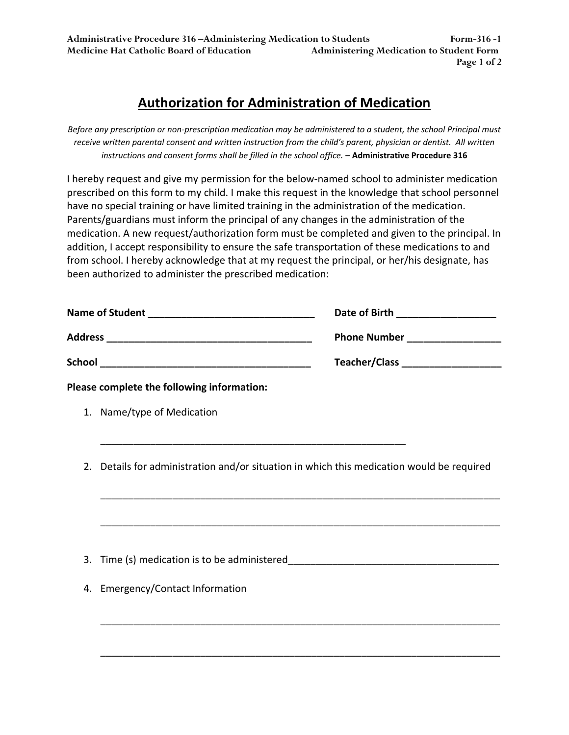# Authorization for Administration of Medication

*Before any prescription or non-prescription medication may be administered to a student, the school Principal must receive written parental consent and written instruction from the child's parent, physician or dentist. All written instructions and consent forms shall be filled in the school office. –* **Administrative Procedure 316**

I hereby request and give my permission for the below-named school to administer medication prescribed on this form to my child. I make this request in the knowledge that school personnel have no special training or have limited training in the administration of the medication. Parents/guardians must inform the principal of any changes in the administration of the medication. A new request/authorization form must be completed and given to the principal. In addition, I accept responsibility to ensure the safe transportation of these medications to and from school. I hereby acknowledge that at my request the principal, or her/his designate, has been authorized to administer the prescribed medication:

**Name of Student** _______________________________ **Date of Birth** __________________

**Address** _____________________________________ **Phone Number** _________________

**School** ______________________________________ **Teacher/Class** __________________

**Please complete the following information:**

1. Name/type of Medication

   _________________________________________________________

2. Details for administration and/or situation in which this medication would be required

   ___________________________________________________________________________

   ___________________________________________________________________________

3. Time (s) medication is to be administered_______________________________________

4. Emergency/Contact Information

   ___________________________________________________________________________

   ___________________________________________________________________________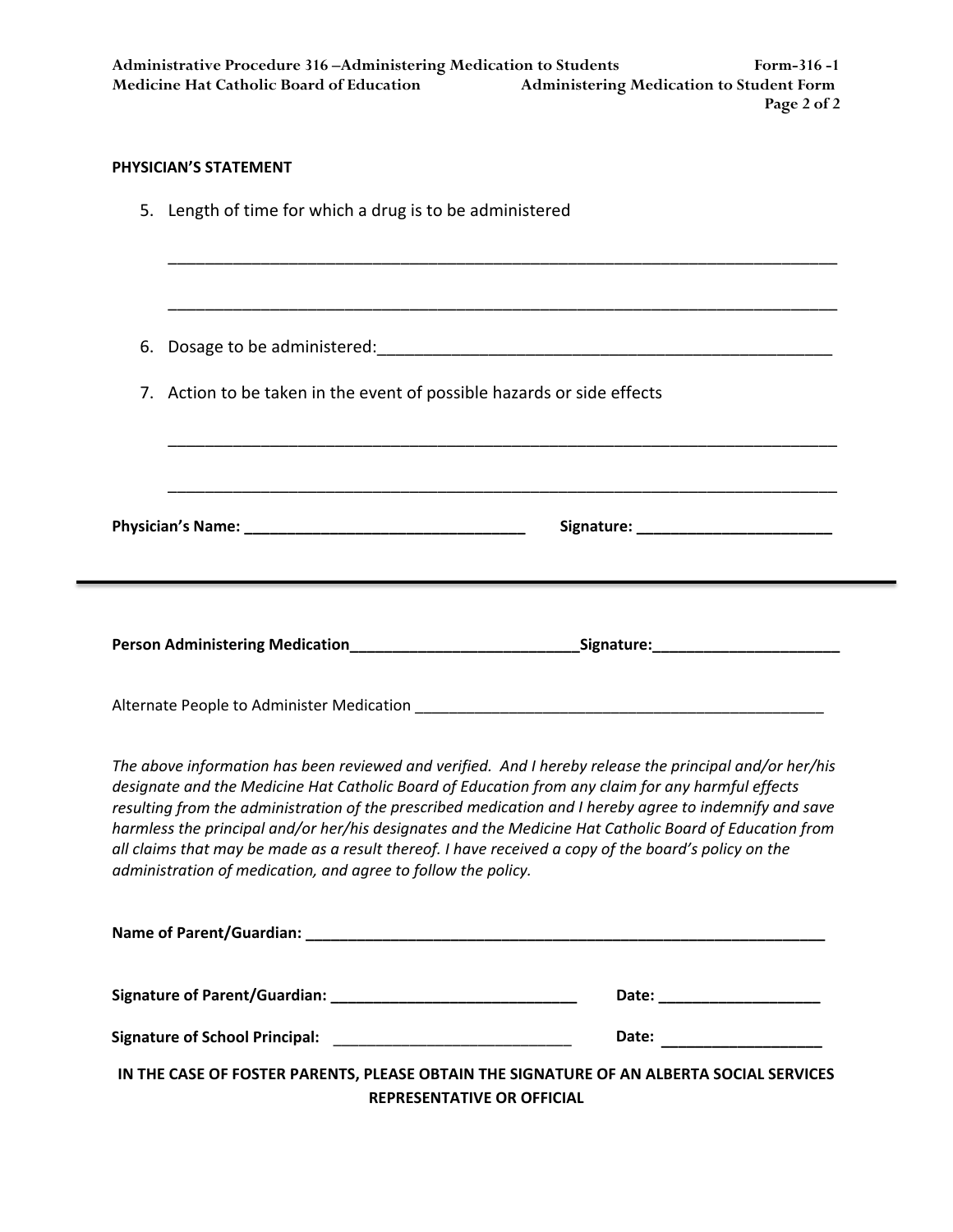**PHYSICIAN'S STATEMENT**

5. Length of time for which a drug is to be administered

___________________________________________________________________________

___________________________________________________________________________

6. Dosage to be administered:___________________________________________________

7. Action to be taken in the event of possible hazards or side effects

___________________________________________________________________________

___________________________________________________________________________

**Physician's Name: _________________________________ Signature: _______________________**

---

**Person Administering Medication___________________________Signature:______________________**

Alternate People to Administer Medication _________________________________________________

*The above information has been reviewed and verified. And I hereby release the principal and/or her/his designate and the Medicine Hat Catholic Board of Education from any claim for any harmful effects resulting from the administration of the prescribed medication and I hereby agree to indemnify and save harmless the principal and/or her/his designates and the Medicine Hat Catholic Board of Education from all claims that may be made as a result thereof. I have received a copy of the board's policy on the administration of medication, and agree to follow the policy.*

**Name of Parent/Guardian: _______________________________________________________________**

**Signature of Parent/Guardian: _____________________________ Date: ___________________**

**Signature of School Principal:** ____________________________ **Date: ___________________**

**IN THE CASE OF FOSTER PARENTS, PLEASE OBTAIN THE SIGNATURE OF AN ALBERTA SOCIAL SERVICES REPRESENTATIVE OR OFFICIAL**